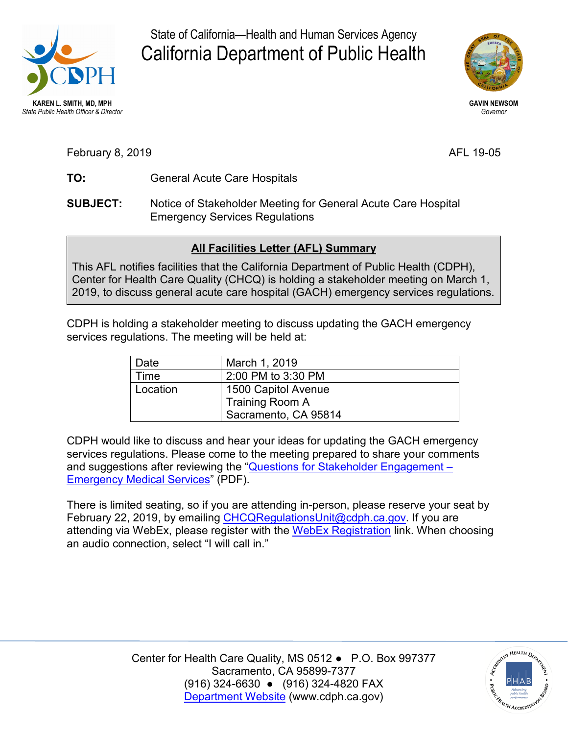KAREN L. SMITH, MD, MPH
*State Public Health Officer & Director*

State of California—Health and Human Services Agency

# California Department of Public Health

GAVIN NEWSOM
*Governor*

February 8, 2019

AFL 19-05

**TO:** General Acute Care Hospitals

**SUBJECT:** Notice of Stakeholder Meeting for General Acute Care Hospital Emergency Services Regulations

**All Facilities Letter (AFL) Summary**

This AFL notifies facilities that the California Department of Public Health (CDPH), Center for Health Care Quality (CHCQ) is holding a stakeholder meeting on March 1, 2019, to discuss general acute care hospital (GACH) emergency services regulations.

CDPH is holding a stakeholder meeting to discuss updating the GACH emergency services regulations. The meeting will be held at:

| Date | March 1, 2019 |
|---|---|
| Time | 2:00 PM to 3:30 PM |
| Location | 1500 Capitol Avenue<br>Training Room A<br>Sacramento, CA 95814 |

CDPH would like to discuss and hear your ideas for updating the GACH emergency services regulations. Please come to the meeting prepared to share your comments and suggestions after reviewing the "Questions for Stakeholder Engagement – Emergency Medical Services" (PDF).

There is limited seating, so if you are attending in-person, please reserve your seat by February 22, 2019, by emailing CHCQRegulationsUnit@cdph.ca.gov. If you are attending via WebEx, please register with the WebEx Registration link. When choosing an audio connection, select "I will call in."

Center for Health Care Quality, MS 0512 ● P.O. Box 997377
Sacramento, CA 95899-7377
(916) 324-6630 ● (916) 324-4820 FAX
Department Website (www.cdph.ca.gov)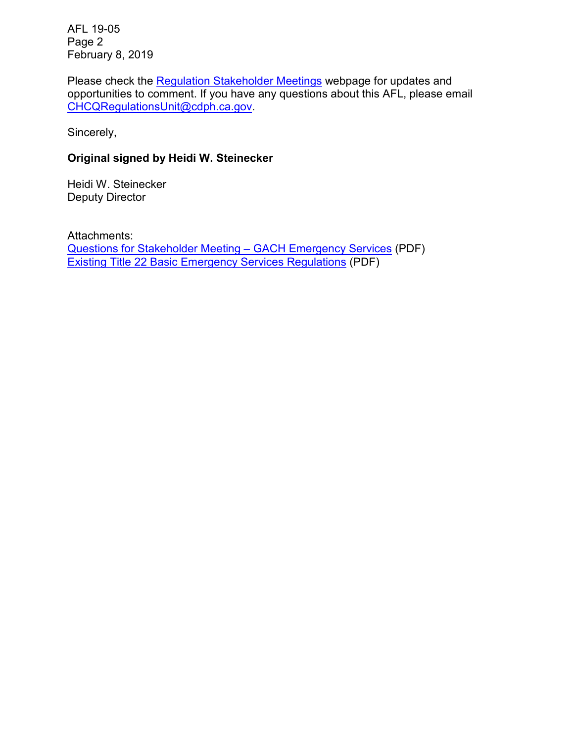Please check the [Regulation Stakeholder Meetings] webpage for updates and opportunities to comment. If you have any questions about this AFL, please email CHCQRegulationsUnit@cdph.ca.gov.

Sincerely,

**Original signed by Heidi W. Steinecker**

Heidi W. Steinecker
Deputy Director

Attachments:
Questions for Stakeholder Meeting – GACH Emergency Services (PDF)
Existing Title 22 Basic Emergency Services Regulations (PDF)